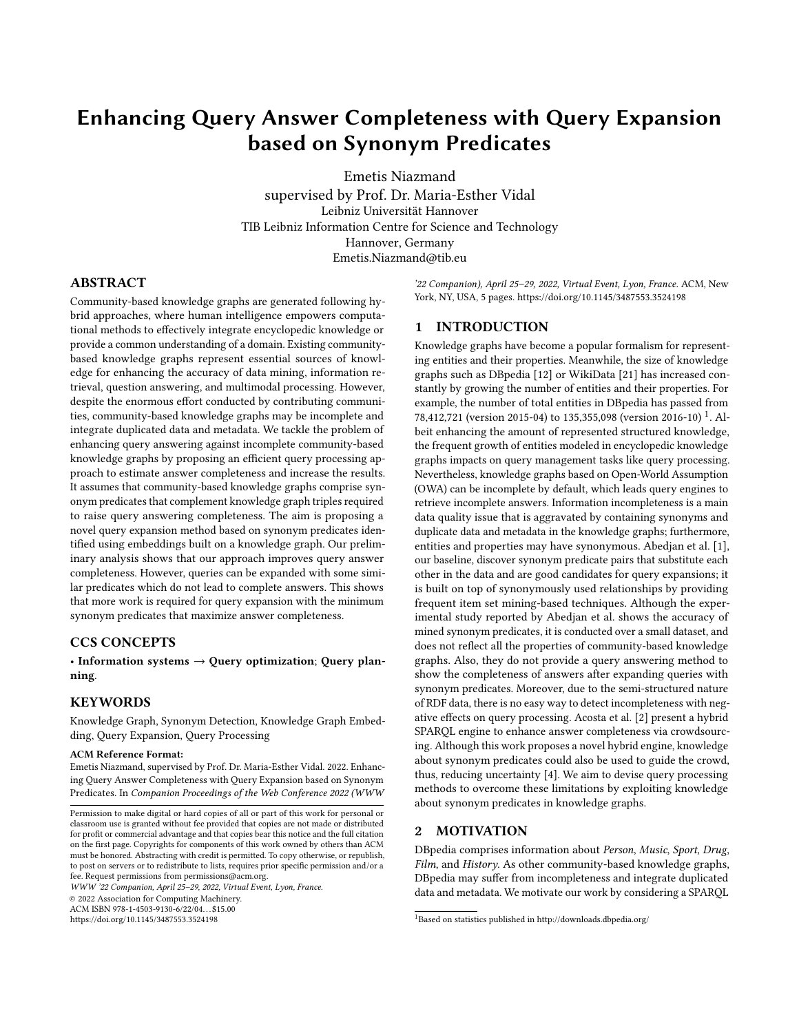# Enhancing Query Answer Completeness with Query Expansion based on Synonym Predicates

Emetis Niazmand
supervised by Prof. Dr. Maria-Esther Vidal
Leibniz Universität Hannover
TIB Leibniz Information Centre for Science and Technology
Hannover, Germany
Emetis.Niazmand@tib.eu

## ABSTRACT

Community-based knowledge graphs are generated following hybrid approaches, where human intelligence empowers computational methods to effectively integrate encyclopedic knowledge or provide a common understanding of a domain. Existing community-based knowledge graphs represent essential sources of knowledge for enhancing the accuracy of data mining, information retrieval, question answering, and multimodal processing. However, despite the enormous effort conducted by contributing communities, community-based knowledge graphs may be incomplete and integrate duplicated data and metadata. We tackle the problem of enhancing query answering against incomplete community-based knowledge graphs by proposing an efficient query processing approach to estimate answer completeness and increase the results. It assumes that community-based knowledge graphs comprise synonym predicates that complement knowledge graph triples required to raise query answering completeness. The aim is proposing a novel query expansion method based on synonym predicates identified using embeddings built on a knowledge graph. Our preliminary analysis shows that our approach improves query answer completeness. However, queries can be expanded with some similar predicates which do not lead to complete answers. This shows that more work is required for query expansion with the minimum synonym predicates that maximize answer completeness.

## CCS CONCEPTS

• **Information systems → Query optimization**; **Query planning**.

## KEYWORDS

Knowledge Graph, Synonym Detection, Knowledge Graph Embedding, Query Expansion, Query Processing

**ACM Reference Format:**
Emetis Niazmand, supervised by Prof. Dr. Maria-Esther Vidal. 2022. Enhancing Query Answer Completeness with Query Expansion based on Synonym Predicates. In *Companion Proceedings of the Web Conference 2022 (WWW '22 Companion), April 25–29, 2022, Virtual Event, Lyon, France.* ACM, New York, NY, USA, 5 pages. https://doi.org/10.1145/3487553.3524198

Permission to make digital or hard copies of all or part of this work for personal or classroom use is granted without fee provided that copies are not made or distributed for profit or commercial advantage and that copies bear this notice and the full citation on the first page. Copyrights for components of this work owned by others than ACM must be honored. Abstracting with credit is permitted. To copy otherwise, or republish, to post on servers or to redistribute to lists, requires prior specific permission and/or a fee. Request permissions from permissions@acm.org.
*WWW '22 Companion, April 25–29, 2022, Virtual Event, Lyon, France.*
© 2022 Association for Computing Machinery.
ACM ISBN 978-1-4503-9130-6/22/04…$15.00
https://doi.org/10.1145/3487553.3524198

## 1 INTRODUCTION

Knowledge graphs have become a popular formalism for representing entities and their properties. Meanwhile, the size of knowledge graphs such as DBpedia [12] or WikiData [21] has increased constantly by growing the number of entities and their properties. For example, the number of total entities in DBpedia has passed from 78,412,721 (version 2015-04) to 135,355,098 (version 2016-10) [1]. Albeit enhancing the amount of represented structured knowledge, the frequent growth of entities modeled in encyclopedic knowledge graphs impacts on query management tasks like query processing. Nevertheless, knowledge graphs based on Open-World Assumption (OWA) can be incomplete by default, which leads query engines to retrieve incomplete answers. Information incompleteness is a main data quality issue that is aggravated by containing synonyms and duplicate data and metadata in the knowledge graphs; furthermore, entities and properties may have synonymous. Abedjan et al. [1], our baseline, discover synonym predicate pairs that substitute each other in the data and are good candidates for query expansions; it is built on top of synonymously used relationships by providing frequent item set mining-based techniques. Although the experimental study reported by Abedjan et al. shows the accuracy of mined synonym predicates, it is conducted over a small dataset, and does not reflect all the properties of community-based knowledge graphs. Also, they do not provide a query answering method to show the completeness of answers after expanding queries with synonym predicates. Moreover, due to the semi-structured nature of RDF data, there is no easy way to detect incompleteness with negative effects on query processing. Acosta et al. [2] present a hybrid SPARQL engine to enhance answer completeness via crowdsourcing. Although this work proposes a novel hybrid engine, knowledge about synonym predicates could also be used to guide the crowd, thus, reducing uncertainty [4]. We aim to devise query processing methods to overcome these limitations by exploiting knowledge about synonym predicates in knowledge graphs.

## 2 MOTIVATION

DBpedia comprises information about *Person*, *Music*, *Sport*, *Drug*, *Film*, and *History*. As other community-based knowledge graphs, DBpedia may suffer from incompleteness and integrate duplicated data and metadata. We motivate our work by considering a SPARQL

[1] Based on statistics published in http://downloads.dbpedia.org/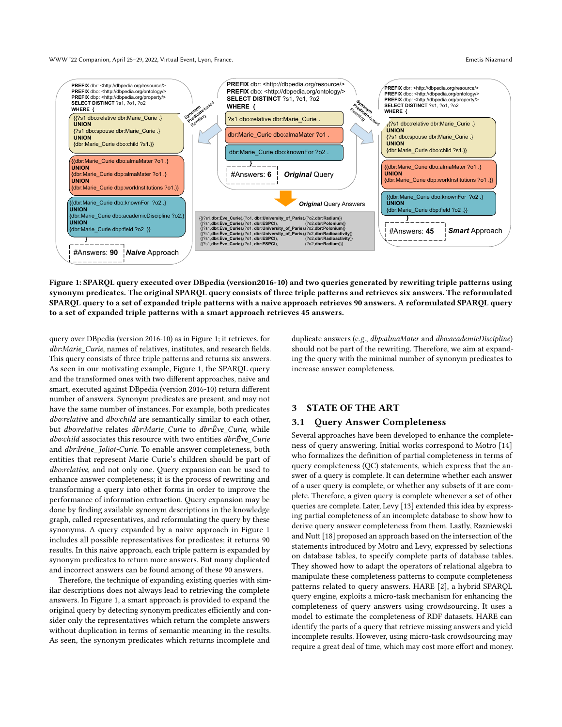**Figure 1: SPARQL query executed over DBpedia (version2016-10) and two queries generated by rewriting triple patterns using synonym predicates. The original SPARQL query consists of three triple patterns and retrieves six answers. The reformulated SPARQL query to a set of expanded triple patterns with a naive approach retrieves 90 answers. A reformulated SPARQL query to a set of expanded triple patterns with a smart approach retrieves 45 answers.**

query over DBpedia (version 2016-10) as in Figure 1; it retrieves, for *dbr:Marie_Curie*, names of relatives, institutes, and research fields. This query consists of three triple patterns and returns six answers. As seen in our motivating example, Figure 1, the SPARQL query and the transformed ones with two different approaches, naive and smart, executed against DBpedia (version 2016-10) return different number of answers. Synonym predicates are present, and may not have the same number of instances. For example, both predicates *dbo:relative* and *dbo:child* are semantically similar to each other, but *dbo:relative* relates *dbr:Marie_Curie* to *dbr:Ève_Curie*, while *dbo:child* associates this resource with two entities *dbr:Ève_Curie* and *dbr:Irène_Joliot-Curie*. To enable answer completeness, both entities that represent Marie Curie's children should be part of *dbo:relative*, and not only one. Query expansion can be used to enhance answer completeness; it is the process of rewriting and transforming a query into other forms in order to improve the performance of information extraction. Query expansion may be done by finding available synonym descriptions in the knowledge graph, called representatives, and reformulating the query by these synonyms. A query expanded by a naive approach in Figure 1 includes all possible representatives for predicates; it returns 90 results. In this naive approach, each triple pattern is expanded by synonym predicates to return more answers. But many duplicated and incorrect answers can be found among of these 90 answers.

Therefore, the technique of expanding existing queries with similar descriptions does not always lead to retrieving the complete answers. In Figure 1, a smart approach is provided to expand the original query by detecting synonym predicates efficiently and consider only the representatives which return the complete answers without duplication in terms of semantic meaning in the results. As seen, the synonym predicates which returns incomplete and duplicate answers (e.g., *dbp:almaMater* and *dbo:academicDiscipline*) should not be part of the rewriting. Therefore, we aim at expanding the query with the minimal number of synonym predicates to increase answer completeness.

## 3 STATE OF THE ART

### 3.1 Query Answer Completeness

Several approaches have been developed to enhance the completeness of query answering. Initial works correspond to Motro [14] who formalizes the definition of partial completeness in terms of query completeness (QC) statements, which express that the answer of a query is complete. It can determine whether each answer of a user query is complete, or whether any subsets of it are complete. Therefore, a given query is complete whenever a set of other queries are complete. Later, Levy [13] extended this idea by expressing partial completeness of an incomplete database to show how to derive query answer completeness from them. Lastly, Razniewski and Nutt [18] proposed an approach based on the intersection of the statements introduced by Motro and Levy, expressed by selections on database tables, to specify complete parts of database tables. They showed how to adapt the operators of relational algebra to manipulate these completeness patterns to compute completeness patterns related to query answers. HARE [2], a hybrid SPARQL query engine, exploits a micro-task mechanism for enhancing the completeness of query answers using crowdsourcing. It uses a model to estimate the completeness of RDF datasets. HARE can identify the parts of a query that retrieve missing answers and yield incomplete results. However, using micro-task crowdsourcing may require a great deal of time, which may cost more effort and money.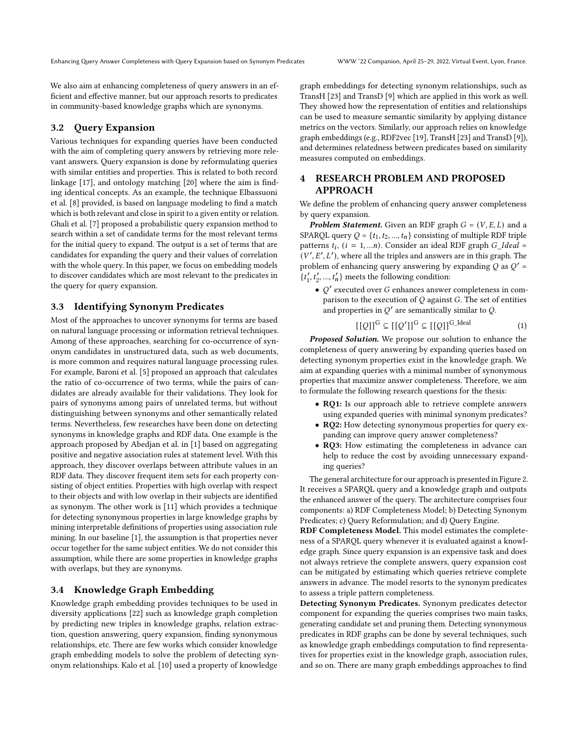We also aim at enhancing completeness of query answers in an efficient and effective manner, but our approach resorts to predicates in community-based knowledge graphs which are synonyms.

### 3.2 Query Expansion

Various techniques for expanding queries have been conducted with the aim of completing query answers by retrieving more relevant answers. Query expansion is done by reformulating queries with similar entities and properties. This is related to both record linkage [17], and ontology matching [20] where the aim is finding identical concepts. As an example, the technique Elbassuoni et al. [8] provided, is based on language modeling to find a match which is both relevant and close in spirit to a given entity or relation. Ghali et al. [7] proposed a probabilistic query expansion method to search within a set of candidate terms for the most relevant terms for the initial query to expand. The output is a set of terms that are candidates for expanding the query and their values of correlation with the whole query. In this paper, we focus on embedding models to discover candidates which are most relevant to the predicates in the query for query expansion.

### 3.3 Identifying Synonym Predicates

Most of the approaches to uncover synonyms for terms are based on natural language processing or information retrieval techniques. Among of these approaches, searching for co-occurrence of synonym candidates in unstructured data, such as web documents, is more common and requires natural language processing rules. For example, Baroni et al. [5] proposed an approach that calculates the ratio of co-occurrence of two terms, while the pairs of candidates are already available for their validations. They look for pairs of synonyms among pairs of unrelated terms, but without distinguishing between synonyms and other semantically related terms. Nevertheless, few researches have been done on detecting synonyms in knowledge graphs and RDF data. One example is the approach proposed by Abedjan et al. in [1] based on aggregating positive and negative association rules at statement level. With this approach, they discover overlaps between attribute values in an RDF data. They discover frequent item sets for each property consisting of object entities. Properties with high overlap with respect to their objects and with low overlap in their subjects are identified as synonym. The other work is [11] which provides a technique for detecting synonymous properties in large knowledge graphs by mining interpretable definitions of properties using association rule mining. In our baseline [1], the assumption is that properties never occur together for the same subject entities. We do not consider this assumption, while there are some properties in knowledge graphs with overlaps, but they are synonyms.

### 3.4 Knowledge Graph Embedding

Knowledge graph embedding provides techniques to be used in diversity applications [22] such as knowledge graph completion by predicting new triples in knowledge graphs, relation extraction, question answering, query expansion, finding synonymous relationships, etc. There are few works which consider knowledge graph embedding models to solve the problem of detecting synonym relationships. Kalo et al. [10] used a property of knowledge graph embeddings for detecting synonym relationships, such as TransH [23] and TransD [9] which are applied in this work as well. They showed how the representation of entities and relationships can be used to measure semantic similarity by applying distance metrics on the vectors. Similarly, our approach relies on knowledge graph embeddings (e.g., RDF2vec [19], TransH [23] and TransD [9]), and determines relatedness between predicates based on similarity measures computed on embeddings.

## 4 RESEARCH PROBLEM AND PROPOSED APPROACH

We define the problem of enhancing query answer completeness by query expansion.

***Problem Statement.*** Given an RDF graph $G = (V, E, L)$ and a SPARQL query $Q = \{t_1, t_2, ..., t_n\}$ consisting of multiple RDF triple patterns $t_i$, $(i = 1, ...n)$. Consider an ideal RDF graph $G\_Ideal = (V', E', L')$, where all the triples and answers are in this graph. The problem of enhancing query answering by expanding $Q$ as $Q' = \{t'_1, t'_2, ..., t'_n\}$ meets the following condition:

- $Q'$ executed over $G$ enhances answer completeness in comparison to the execution of $Q$ against $G$. The set of entities and properties in $Q'$ are semantically similar to $Q$.

$$[[Q]]^{\mathrm{G}} \subseteq [[Q']]^{\mathrm{G}} \subseteq [[Q]]^{\mathrm{G\_Ideal}} \tag{1}$$

***Proposed Solution.*** We propose our solution to enhance the completeness of query answering by expanding queries based on detecting synonym properties exist in the knowledge graph. We aim at expanding queries with a minimal number of synonymous properties that maximize answer completeness. Therefore, we aim to formulate the following research questions for the thesis:

- **RQ1:** Is our approach able to retrieve complete answers using expanded queries with minimal synonym predicates?
- **RQ2:** How detecting synonymous properties for query expanding can improve query answer completeness?
- **RQ3:** How estimating the completeness in advance can help to reduce the cost by avoiding unnecessary expanding queries?

The general architecture for our approach is presented in Figure 2. It receives a SPARQL query and a knowledge graph and outputs the enhanced answer of the query. The architecture comprises four components: a) RDF Completeness Model; b) Detecting Synonym Predicates; c) Query Reformulation; and d) Query Engine.

**RDF Completeness Model.** This model estimates the completeness of a SPARQL query whenever it is evaluated against a knowledge graph. Since query expansion is an expensive task and does not always retrieve the complete answers, query expansion cost can be mitigated by estimating which queries retrieve complete answers in advance. The model resorts to the synonym predicates to assess a triple pattern completeness.

**Detecting Synonym Predicates.** Synonym predicates detector component for expanding the queries comprises two main tasks, generating candidate set and pruning them. Detecting synonymous predicates in RDF graphs can be done by several techniques, such as knowledge graph embeddings computation to find representatives for properties exist in the knowledge graph, association rules, and so on. There are many graph embeddings approaches to find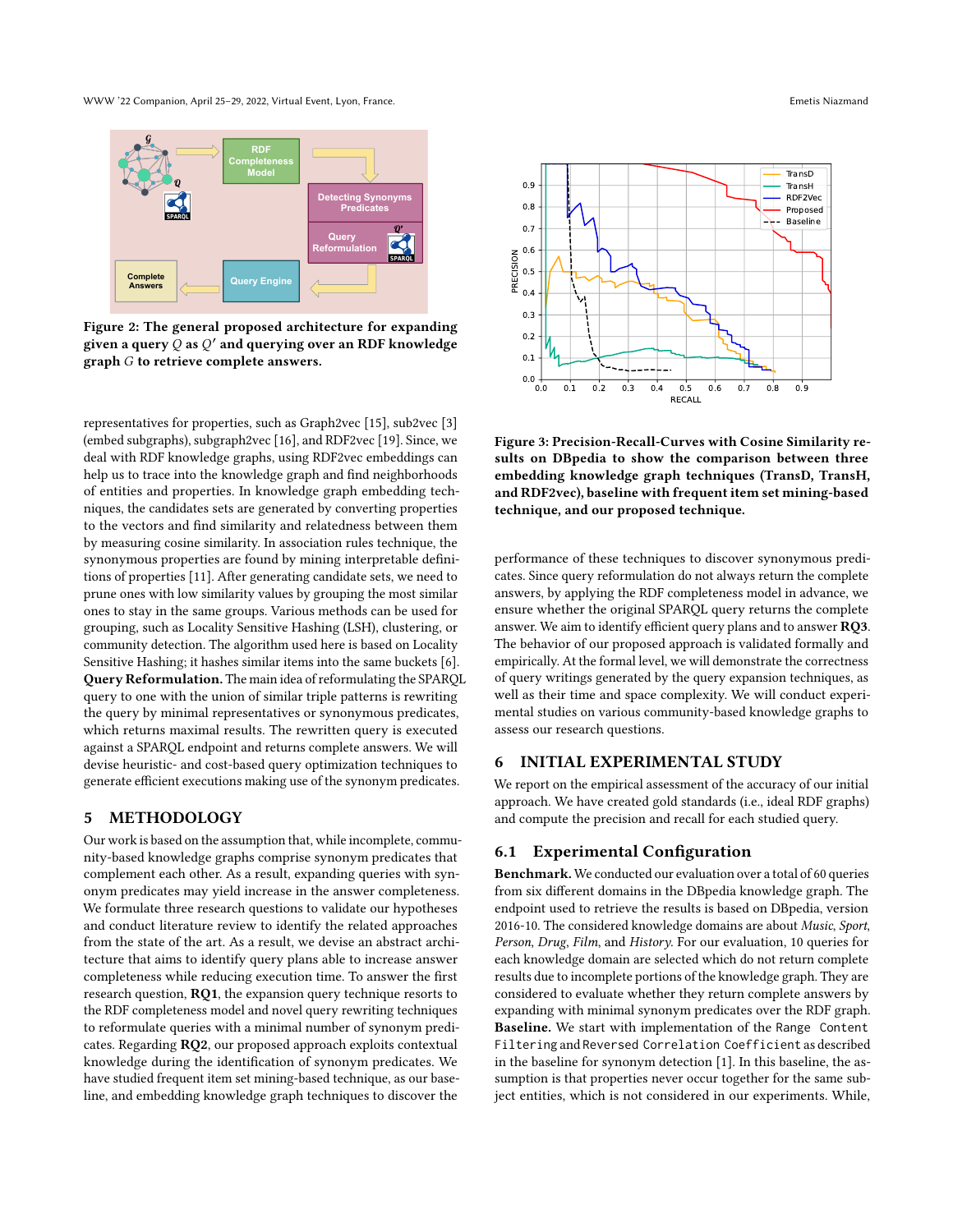Figure 2: The general proposed architecture for expanding given a query $Q$ as $Q'$ and querying over an RDF knowledge graph $G$ to retrieve complete answers.

representatives for properties, such as Graph2vec [15], sub2vec [3] (embed subgraphs), subgraph2vec [16], and RDF2vec [19]. Since, we deal with RDF knowledge graphs, using RDF2vec embeddings can help us to trace into the knowledge graph and find neighborhoods of entities and properties. In knowledge graph embedding techniques, the candidates sets are generated by converting properties to the vectors and find similarity and relatedness between them by measuring cosine similarity. In association rules technique, the synonymous properties are found by mining interpretable definitions of properties [11]. After generating candidate sets, we need to prune ones with low similarity values by grouping the most similar ones to stay in the same groups. Various methods can be used for grouping, such as Locality Sensitive Hashing (LSH), clustering, or community detection. The algorithm used here is based on Locality Sensitive Hashing; it hashes similar items into the same buckets [6].

**Query Reformulation.** The main idea of reformulating the SPARQL query to one with the union of similar triple patterns is rewriting the query by minimal representatives or synonymous predicates, which returns maximal results. The rewritten query is executed against a SPARQL endpoint and returns complete answers. We will devise heuristic- and cost-based query optimization techniques to generate efficient executions making use of the synonym predicates.

## 5 METHODOLOGY

Our work is based on the assumption that, while incomplete, community-based knowledge graphs comprise synonym predicates that complement each other. As a result, expanding queries with synonym predicates may yield increase in the answer completeness. We formulate three research questions to validate our hypotheses and conduct literature review to identify the related approaches from the state of the art. As a result, we devise an abstract architecture that aims to identify query plans able to increase answer completeness while reducing execution time. To answer the first research question, **RQ1**, the expansion query technique resorts to the RDF completeness model and novel query rewriting techniques to reformulate queries with a minimal number of synonym predicates. Regarding **RQ2**, our proposed approach exploits contextual knowledge during the identification of synonym predicates. We have studied frequent item set mining-based technique, as our baseline, and embedding knowledge graph techniques to discover the performance of these techniques to discover synonymous predicates. Since query reformulation do not always return the complete answers, by applying the RDF completeness model in advance, we ensure whether the original SPARQL query returns the complete answer. We aim to identify efficient query plans and to answer **RQ3**. The behavior of our proposed approach is validated formally and empirically. At the formal level, we will demonstrate the correctness of query writings generated by the query expansion techniques, as well as their time and space complexity. We will conduct experimental studies on various community-based knowledge graphs to assess our research questions.

Figure 3: Precision-Recall-Curves with Cosine Similarity results on DBpedia to show the comparison between three embedding knowledge graph techniques (TransD, TransH, and RDF2vec), baseline with frequent item set mining-based technique, and our proposed technique.

## 6 INITIAL EXPERIMENTAL STUDY

We report on the empirical assessment of the accuracy of our initial approach. We have created gold standards (i.e., ideal RDF graphs) and compute the precision and recall for each studied query.

### 6.1 Experimental Configuration

**Benchmark.** We conducted our evaluation over a total of 60 queries from six different domains in the DBpedia knowledge graph. The endpoint used to retrieve the results is based on DBpedia, version 2016-10. The considered knowledge domains are about *Music*, *Sport*, *Person*, *Drug*, *Film*, and *History*. For our evaluation, 10 queries for each knowledge domain are selected which do not return complete results due to incomplete portions of the knowledge graph. They are considered to evaluate whether they return complete answers by expanding with minimal synonym predicates over the RDF graph.

**Baseline.** We start with implementation of the `Range Content Filtering` and `Reversed Correlation Coefficient` as described in the baseline for synonym detection [1]. In this baseline, the assumption is that properties never occur together for the same subject entities, which is not considered in our experiments. While,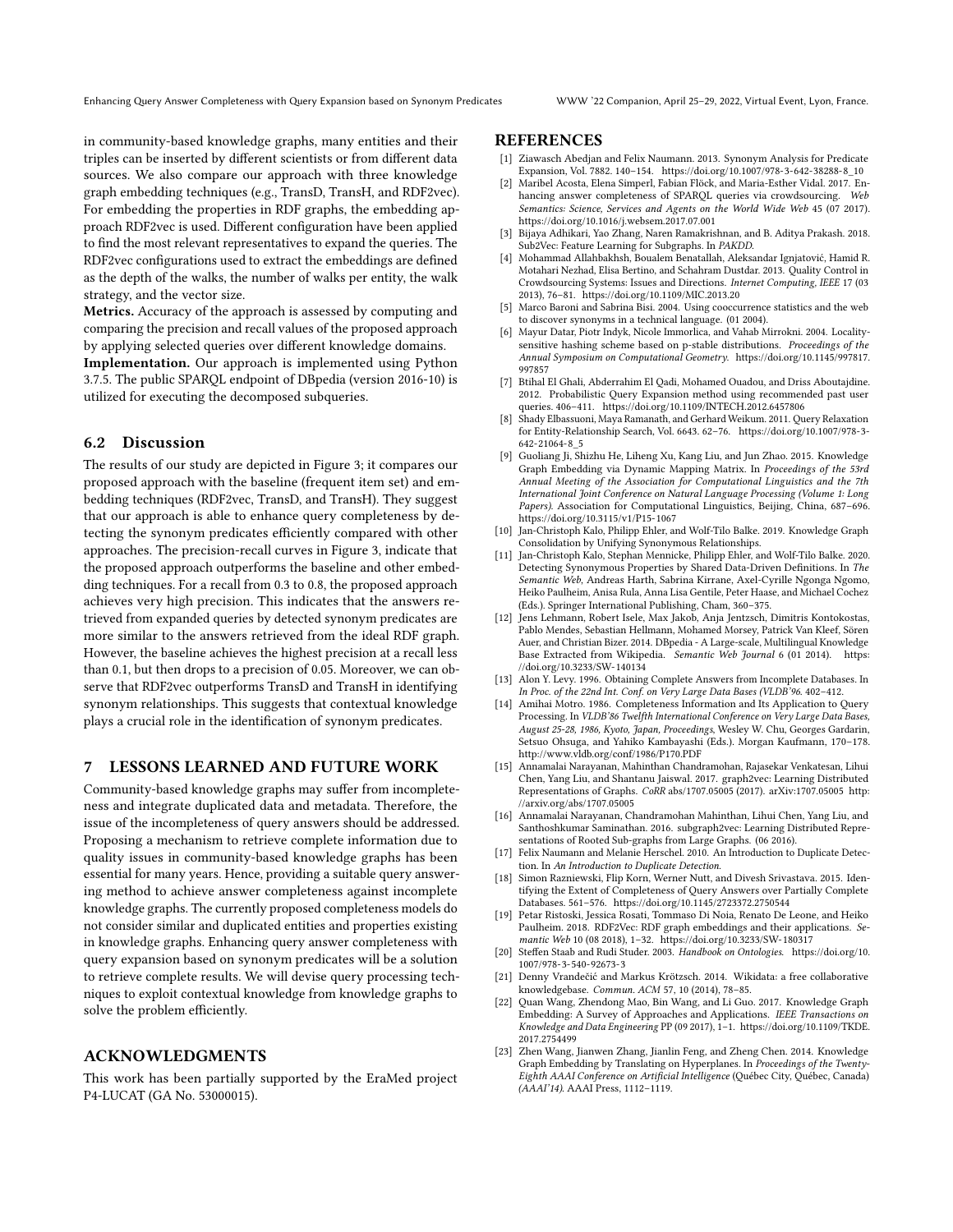in community-based knowledge graphs, many entities and their triples can be inserted by different scientists or from different data sources. We also compare our approach with three knowledge graph embedding techniques (e.g., TransD, TransH, and RDF2vec). For embedding the properties in RDF graphs, the embedding approach RDF2vec is used. Different configuration have been applied to find the most relevant representatives to expand the queries. The RDF2vec configurations used to extract the embeddings are defined as the depth of the walks, the number of walks per entity, the walk strategy, and the vector size.

**Metrics.** Accuracy of the approach is assessed by computing and comparing the precision and recall values of the proposed approach by applying selected queries over different knowledge domains.

**Implementation.** Our approach is implemented using Python 3.7.5. The public SPARQL endpoint of DBpedia (version 2016-10) is utilized for executing the decomposed subqueries.

### 6.2 Discussion

The results of our study are depicted in Figure 3; it compares our proposed approach with the baseline (frequent item set) and embedding techniques (RDF2vec, TransD, and TransH). They suggest that our approach is able to enhance query completeness by detecting the synonym predicates efficiently compared with other approaches. The precision-recall curves in Figure 3, indicate that the proposed approach outperforms the baseline and other embedding techniques. For a recall from 0.3 to 0.8, the proposed approach achieves very high precision. This indicates that the answers retrieved from expanded queries by detected synonym predicates are more similar to the answers retrieved from the ideal RDF graph. However, the baseline achieves the highest precision at a recall less than 0.1, but then drops to a precision of 0.05. Moreover, we can observe that RDF2vec outperforms TransD and TransH in identifying synonym relationships. This suggests that contextual knowledge plays a crucial role in the identification of synonym predicates.

## 7 LESSONS LEARNED AND FUTURE WORK

Community-based knowledge graphs may suffer from incompleteness and integrate duplicated data and metadata. Therefore, the issue of the incompleteness of query answers should be addressed. Proposing a mechanism to retrieve complete information due to quality issues in community-based knowledge graphs has been essential for many years. Hence, providing a suitable query answering method to achieve answer completeness against incomplete knowledge graphs. The currently proposed completeness models do not consider similar and duplicated entities and properties existing in knowledge graphs. Enhancing query answer completeness with query expansion based on synonym predicates will be a solution to retrieve complete results. We will devise query processing techniques to exploit contextual knowledge from knowledge graphs to solve the problem efficiently.

## ACKNOWLEDGMENTS

This work has been partially supported by the EraMed project P4-LUCAT (GA No. 53000015).

## REFERENCES

[1] Ziawasch Abedjan and Felix Naumann. 2013. Synonym Analysis for Predicate Expansion, Vol. 7882. 140–154. https://doi.org/10.1007/978-3-642-38288-8_10

[2] Maribel Acosta, Elena Simperl, Fabian Flöck, and Maria-Esther Vidal. 2017. Enhancing answer completeness of SPARQL queries via crowdsourcing. *Web Semantics: Science, Services and Agents on the World Wide Web* 45 (07 2017). https://doi.org/10.1016/j.websem.2017.07.001

[3] Bijaya Adhikari, Yao Zhang, Naren Ramakrishnan, and B. Aditya Prakash. 2018. Sub2Vec: Feature Learning for Subgraphs. In *PAKDD*.

[4] Mohammad Allahbakhsh, Boualem Benatallah, Aleksandar Ignjatović, Hamid R. Motahari Nezhad, Elisa Bertino, and Schahram Dustdar. 2013. Quality Control in Crowdsourcing Systems: Issues and Directions. *Internet Computing, IEEE* 17 (03 2013), 76–81. https://doi.org/10.1109/MIC.2013.20

[5] Marco Baroni and Sabrina Bisi. 2004. Using cooccurrence statistics and the web to discover synonyms in a technical language. (01 2004).

[6] Mayur Datar, Piotr Indyk, Nicole Immorlica, and Vahab Mirrokni. 2004. Locality-sensitive hashing scheme based on p-stable distributions. *Proceedings of the Annual Symposium on Computational Geometry*. https://doi.org/10.1145/997817.997857

[7] Btihal El Ghali, Abderrahim El Qadi, Mohamed Ouadou, and Driss Aboutajdine. 2012. Probabilistic Query Expansion method using recommended past user queries. 406–411. https://doi.org/10.1109/INTECH.2012.6457806

[8] Shady Elbassuoni, Maya Ramanath, and Gerhard Weikum. 2011. Query Relaxation for Entity-Relationship Search, Vol. 6643. 62–76. https://doi.org/10.1007/978-3-642-21064-8_5

[9] Guoliang Ji, Shizhu He, Liheng Xu, Kang Liu, and Jun Zhao. 2015. Knowledge Graph Embedding via Dynamic Mapping Matrix. In *Proceedings of the 53rd Annual Meeting of the Association for Computational Linguistics and the 7th International Joint Conference on Natural Language Processing (Volume 1: Long Papers)*. Association for Computational Linguistics, Beijing, China, 687–696. https://doi.org/10.3115/v1/P15-1067

[10] Jan-Christoph Kalo, Philipp Ehler, and Wolf-Tilo Balke. 2019. Knowledge Graph Consolidation by Unifying Synonymous Relationships.

[11] Jan-Christoph Kalo, Stephan Mennicke, Philipp Ehler, and Wolf-Tilo Balke. 2020. Detecting Synonymous Properties by Shared Data-Driven Definitions. In *The Semantic Web*, Andreas Harth, Sabrina Kirrane, Axel-Cyrille Ngonga Ngomo, Heiko Paulheim, Anisa Rula, Anna Lisa Gentile, Peter Haase, and Michael Cochez (Eds.). Springer International Publishing, Cham, 360–375.

[12] Jens Lehmann, Robert Isele, Max Jakob, Anja Jentzsch, Dimitris Kontokostas, Pablo Mendes, Sebastian Hellmann, Mohamed Morsey, Patrick Van Kleef, Sören Auer, and Christian Bizer. 2014. DBpedia - A Large-scale, Multilingual Knowledge Base Extracted from Wikipedia. *Semantic Web Journal* 6 (01 2014). https://doi.org/10.3233/SW-140134

[13] Alon Y. Levy. 1996. Obtaining Complete Answers from Incomplete Databases. In *In Proc. of the 22nd Int. Conf. on Very Large Data Bases (VLDB'96*. 402–412.

[14] Amihai Motro. 1986. Completeness Information and Its Application to Query Processing. In *VLDB'86 Twelfth International Conference on Very Large Data Bases, August 25-28, 1986, Kyoto, Japan, Proceedings*, Wesley W. Chu, Georges Gardarin, Setsuo Ohsuga, and Yahiko Kambayashi (Eds.). Morgan Kaufmann, 170–178. http://www.vldb.org/conf/1986/P170.PDF

[15] Annamalai Narayanan, Mahinthan Chandramohan, Rajasekar Venkatesan, Lihui Chen, Yang Liu, and Shantanu Jaiswal. 2017. graph2vec: Learning Distributed Representations of Graphs. *CoRR* abs/1707.05005 (2017). arXiv:1707.05005 http://arxiv.org/abs/1707.05005

[16] Annamalai Narayanan, Chandramohan Mahinthan, Lihui Chen, Yang Liu, and Santhoshkumar Saminathan. 2016. subgraph2vec: Learning Distributed Representations of Rooted Sub-graphs from Large Graphs. (06 2016).

[17] Felix Naumann and Melanie Herschel. 2010. An Introduction to Duplicate Detection. In *An Introduction to Duplicate Detection*.

[18] Simon Razniewski, Flip Korn, Werner Nutt, and Divesh Srivastava. 2015. Identifying the Extent of Completeness of Query Answers over Partially Complete Databases. 561–576. https://doi.org/10.1145/2723372.2750544

[19] Petar Ristoski, Jessica Rosati, Tommaso Di Noia, Renato De Leone, and Heiko Paulheim. 2018. RDF2Vec: RDF graph embeddings and their applications. *Semantic Web* 10 (08 2018), 1–32. https://doi.org/10.3233/SW-180317

[20] Steffen Staab and Rudi Studer. 2003. *Handbook on Ontologies*. https://doi.org/10.1007/978-3-540-92673-3

[21] Denny Vrandečić and Markus Krötzsch. 2014. Wikidata: a free collaborative knowledgebase. *Commun. ACM* 57, 10 (2014), 78–85.

[22] Quan Wang, Zhendong Mao, Bin Wang, and Li Guo. 2017. Knowledge Graph Embedding: A Survey of Approaches and Applications. *IEEE Transactions on Knowledge and Data Engineering* PP (09 2017), 1–1. https://doi.org/10.1109/TKDE.2017.2754499

[23] Zhen Wang, Jianwen Zhang, Jianlin Feng, and Zheng Chen. 2014. Knowledge Graph Embedding by Translating on Hyperplanes. In *Proceedings of the Twenty-Eighth AAAI Conference on Artificial Intelligence* (Québec City, Québec, Canada) *(AAAI'14)*. AAAI Press, 1112–1119.